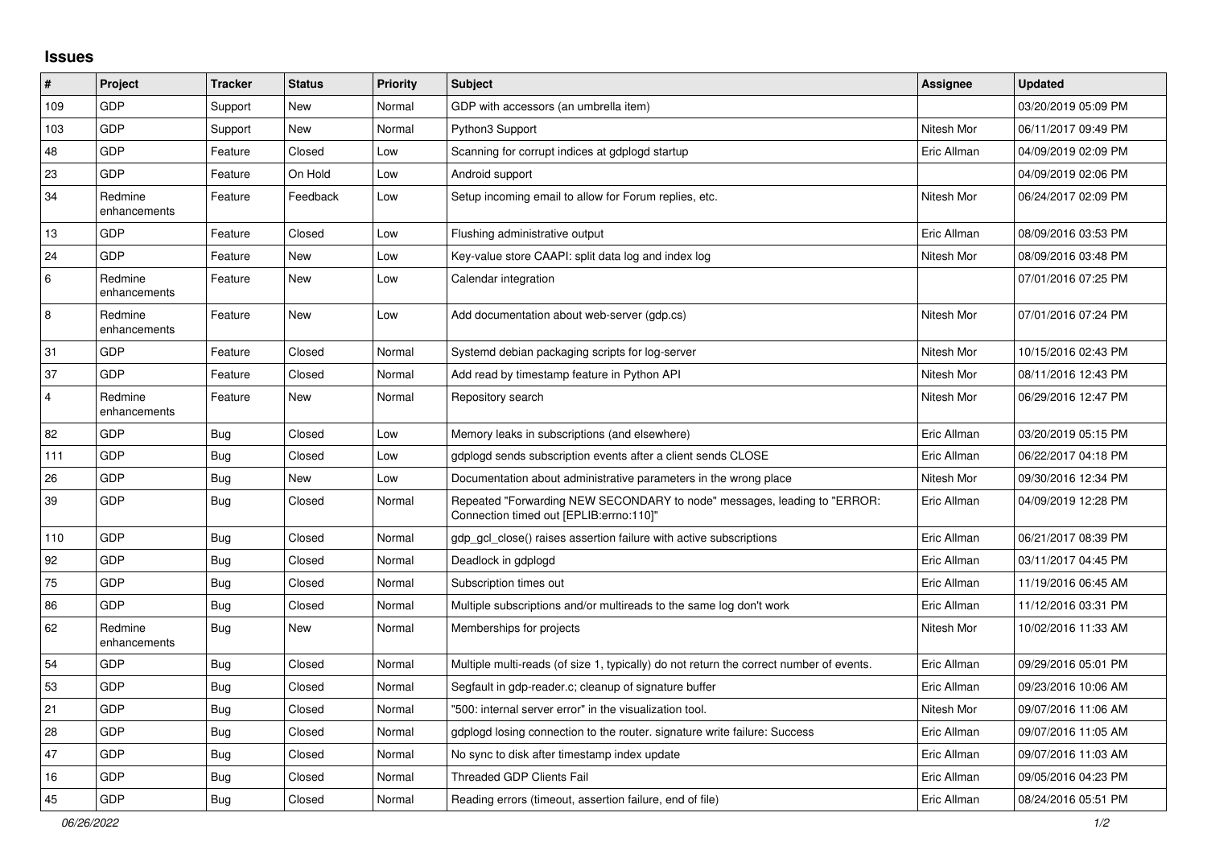# Issues

| # | Project | Tracker | Status | Priority | Subject | Assignee | Updated |
|---|---|---|---|---|---|---|---|
| 109 | GDP | Support | New | Normal | GDP with accessors (an umbrella item) | | 03/20/2019 05:09 PM |
| 103 | GDP | Support | New | Normal | Python3 Support | Nitesh Mor | 06/11/2017 09:49 PM |
| 48 | GDP | Feature | Closed | Low | Scanning for corrupt indices at gdplogd startup | Eric Allman | 04/09/2019 02:09 PM |
| 23 | GDP | Feature | On Hold | Low | Android support | | 04/09/2019 02:06 PM |
| 34 | Redmine enhancements | Feature | Feedback | Low | Setup incoming email to allow for Forum replies, etc. | Nitesh Mor | 06/24/2017 02:09 PM |
| 13 | GDP | Feature | Closed | Low | Flushing administrative output | Eric Allman | 08/09/2016 03:53 PM |
| 24 | GDP | Feature | New | Low | Key-value store CAAPI: split data log and index log | Nitesh Mor | 08/09/2016 03:48 PM |
| 6 | Redmine enhancements | Feature | New | Low | Calendar integration | | 07/01/2016 07:25 PM |
| 8 | Redmine enhancements | Feature | New | Low | Add documentation about web-server (gdp.cs) | Nitesh Mor | 07/01/2016 07:24 PM |
| 31 | GDP | Feature | Closed | Normal | Systemd debian packaging scripts for log-server | Nitesh Mor | 10/15/2016 02:43 PM |
| 37 | GDP | Feature | Closed | Normal | Add read by timestamp feature in Python API | Nitesh Mor | 08/11/2016 12:43 PM |
| 4 | Redmine enhancements | Feature | New | Normal | Repository search | Nitesh Mor | 06/29/2016 12:47 PM |
| 82 | GDP | Bug | Closed | Low | Memory leaks in subscriptions (and elsewhere) | Eric Allman | 03/20/2019 05:15 PM |
| 111 | GDP | Bug | Closed | Low | gdplogd sends subscription events after a client sends CLOSE | Eric Allman | 06/22/2017 04:18 PM |
| 26 | GDP | Bug | New | Low | Documentation about administrative parameters in the wrong place | Nitesh Mor | 09/30/2016 12:34 PM |
| 39 | GDP | Bug | Closed | Normal | Repeated "Forwarding NEW SECONDARY to node" messages, leading to "ERROR: Connection timed out [EPLIB:errno:110]" | Eric Allman | 04/09/2019 12:28 PM |
| 110 | GDP | Bug | Closed | Normal | gdp_gcl_close() raises assertion failure with active subscriptions | Eric Allman | 06/21/2017 08:39 PM |
| 92 | GDP | Bug | Closed | Normal | Deadlock in gdplogd | Eric Allman | 03/11/2017 04:45 PM |
| 75 | GDP | Bug | Closed | Normal | Subscription times out | Eric Allman | 11/19/2016 06:45 AM |
| 86 | GDP | Bug | Closed | Normal | Multiple subscriptions and/or multireads to the same log don't work | Eric Allman | 11/12/2016 03:31 PM |
| 62 | Redmine enhancements | Bug | New | Normal | Memberships for projects | Nitesh Mor | 10/02/2016 11:33 AM |
| 54 | GDP | Bug | Closed | Normal | Multiple multi-reads (of size 1, typically) do not return the correct number of events. | Eric Allman | 09/29/2016 05:01 PM |
| 53 | GDP | Bug | Closed | Normal | Segfault in gdp-reader.c; cleanup of signature buffer | Eric Allman | 09/23/2016 10:06 AM |
| 21 | GDP | Bug | Closed | Normal | "500: internal server error" in the visualization tool. | Nitesh Mor | 09/07/2016 11:06 AM |
| 28 | GDP | Bug | Closed | Normal | gdplogd losing connection to the router. signature write failure: Success | Eric Allman | 09/07/2016 11:05 AM |
| 47 | GDP | Bug | Closed | Normal | No sync to disk after timestamp index update | Eric Allman | 09/07/2016 11:03 AM |
| 16 | GDP | Bug | Closed | Normal | Threaded GDP Clients Fail | Eric Allman | 09/05/2016 04:23 PM |
| 45 | GDP | Bug | Closed | Normal | Reading errors (timeout, assertion failure, end of file) | Eric Allman | 08/24/2016 05:51 PM |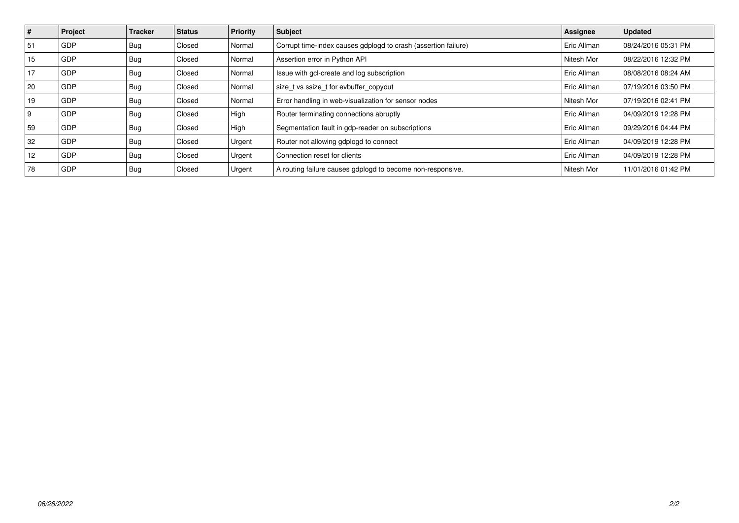| # | Project | Tracker | Status | Priority | Subject | Assignee | Updated |
|---|---|---|---|---|---|---|---|
| 51 | GDP | Bug | Closed | Normal | Corrupt time-index causes gdplogd to crash (assertion failure) | Eric Allman | 08/24/2016 05:31 PM |
| 15 | GDP | Bug | Closed | Normal | Assertion error in Python API | Nitesh Mor | 08/22/2016 12:32 PM |
| 17 | GDP | Bug | Closed | Normal | Issue with gcl-create and log subscription | Eric Allman | 08/08/2016 08:24 AM |
| 20 | GDP | Bug | Closed | Normal | size_t vs ssize_t for evbuffer_copyout | Eric Allman | 07/19/2016 03:50 PM |
| 19 | GDP | Bug | Closed | Normal | Error handling in web-visualization for sensor nodes | Nitesh Mor | 07/19/2016 02:41 PM |
| 9 | GDP | Bug | Closed | High | Router terminating connections abruptly | Eric Allman | 04/09/2019 12:28 PM |
| 59 | GDP | Bug | Closed | High | Segmentation fault in gdp-reader on subscriptions | Eric Allman | 09/29/2016 04:44 PM |
| 32 | GDP | Bug | Closed | Urgent | Router not allowing gdplogd to connect | Eric Allman | 04/09/2019 12:28 PM |
| 12 | GDP | Bug | Closed | Urgent | Connection reset for clients | Eric Allman | 04/09/2019 12:28 PM |
| 78 | GDP | Bug | Closed | Urgent | A routing failure causes gdplogd to become non-responsive. | Nitesh Mor | 11/01/2016 01:42 PM |